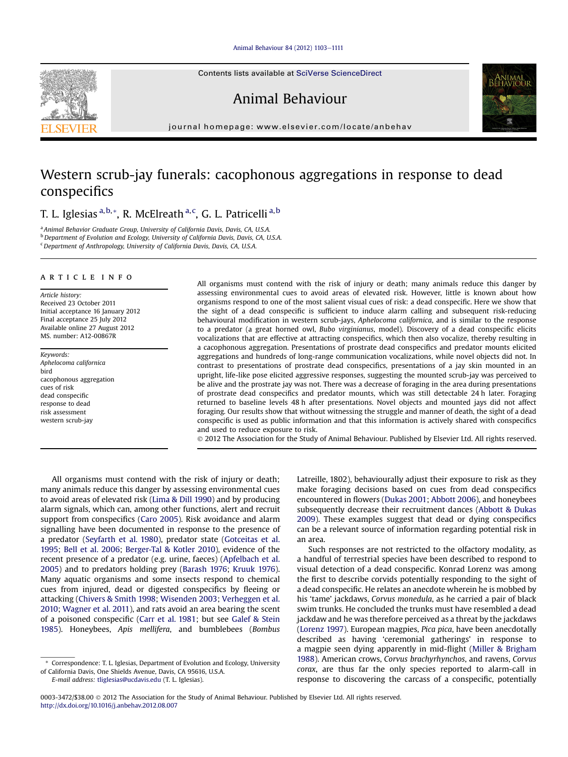Contents lists available at SciVerse ScienceDirect

# Animal Behaviour

journal homepage: www.elsevier.com/locate/anbehav

# Western scrub-jay funerals: cacophonous aggregations in response to dead conspecifics

T. L. Iglesias [a,b,*], R. McElreath [a,c], G. L. Patricelli [a,b]

[a] Animal Behavior Graduate Group, University of California Davis, Davis, CA, U.S.A.
[b] Department of Evolution and Ecology, University of California Davis, Davis, CA, U.S.A.
[c] Department of Anthropology, University of California Davis, Davis, CA, U.S.A.

## ARTICLE INFO

*Article history:*
Received 23 October 2011
Initial acceptance 16 January 2012
Final acceptance 25 July 2012
Available online 27 August 2012
MS. number: A12-00867R

*Keywords:*
*Aphelocoma californica*
bird
cacophonous aggregation
cues of risk
dead conspecific
response to dead
risk assessment
western scrub-jay

All organisms must contend with the risk of injury or death; many animals reduce this danger by assessing environmental cues to avoid areas of elevated risk. However, little is known about how organisms respond to one of the most salient visual cues of risk: a dead conspecific. Here we show that the sight of a dead conspecific is sufficient to induce alarm calling and subsequent risk-reducing behavioural modification in western scrub-jays, *Aphelocoma californica*, and is similar to the response to a predator (a great horned owl, *Bubo virginianus*, model). Discovery of a dead conspecific elicits vocalizations that are effective at attracting conspecifics, which then also vocalize, thereby resulting in a cacophonous aggregation. Presentations of prostrate dead conspecifics and predator mounts elicited aggregations and hundreds of long-range communication vocalizations, while novel objects did not. In contrast to presentations of prostrate dead conspecifics, presentations of a jay skin mounted in an upright, life-like pose elicited aggressive responses, suggesting the mounted scrub-jay was perceived to be alive and the prostrate jay was not. There was a decrease of foraging in the area during presentations of prostrate dead conspecifics and predator mounts, which was still detectable 24 h later. Foraging returned to baseline levels 48 h after presentations. Novel objects and mounted jays did not affect foraging. Our results show that without witnessing the struggle and manner of death, the sight of a dead conspecific is used as public information and that this information is actively shared with conspecifics and used to reduce exposure to risk.

© 2012 The Association for the Study of Animal Behaviour. Published by Elsevier Ltd. All rights reserved.

All organisms must contend with the risk of injury or death; many animals reduce this danger by assessing environmental cues to avoid areas of elevated risk (Lima & Dill 1990) and by producing alarm signals, which can, among other functions, alert and recruit support from conspecifics (Caro 2005). Risk avoidance and alarm signalling have been documented in response to the presence of a predator (Seyfarth et al. 1980), predator state (Gotceitas et al. 1995; Bell et al. 2006; Berger-Tal & Kotler 2010), evidence of the recent presence of a predator (e.g. urine, faeces) (Apfelbach et al. 2005) and to predators holding prey (Barash 1976; Kruuk 1976). Many aquatic organisms and some insects respond to chemical cues from injured, dead or digested conspecifics by fleeing or attacking (Chivers & Smith 1998; Wisenden 2003; Verheggen et al. 2010; Wagner et al. 2011), and rats avoid an area bearing the scent of a poisoned conspecific (Carr et al. 1981; but see Galef & Stein 1985). Honeybees, *Apis mellifera*, and bumblebees (*Bombus* Latreille, 1802), behaviourally adjust their exposure to risk as they make foraging decisions based on cues from dead conspecifics encountered in flowers (Dukas 2001; Abbott 2006), and honeybees subsequently decrease their recruitment dances (Abbott & Dukas 2009). These examples suggest that dead or dying conspecifics can be a relevant source of information regarding potential risk in an area.

Such responses are not restricted to the olfactory modality, as a handful of terrestrial species have been described to respond to visual detection of a dead conspecific. Konrad Lorenz was among the first to describe corvids potentially responding to the sight of a dead conspecific. He relates an anecdote wherein he is mobbed by his 'tame' jackdaws, *Corvus monedula*, as he carried a pair of black swim trunks. He concluded the trunks must have resembled a dead jackdaw and he was therefore perceived as a threat by the jackdaws (Lorenz 1997). European magpies, *Pica pica*, have been anecdotally described as having 'ceremonial gatherings' in response to a magpie seen dying apparently in mid-flight (Miller & Brigham 1988). American crows, *Corvus brachyrhynchos*, and ravens, *Corvus corax*, are thus far the only species reported to alarm-call in response to discovering the carcass of a conspecific, potentially

\* Correspondence: T. L. Iglesias, Department of Evolution and Ecology, University of California Davis, One Shields Avenue, Davis, CA 95616, U.S.A.
*E-mail address:* tliglesias@ucdavis.edu (T. L. Iglesias).

0003-3472/$38.00 © 2012 The Association for the Study of Animal Behaviour. Published by Elsevier Ltd. All rights reserved.
http://dx.doi.org/10.1016/j.anbehav.2012.08.007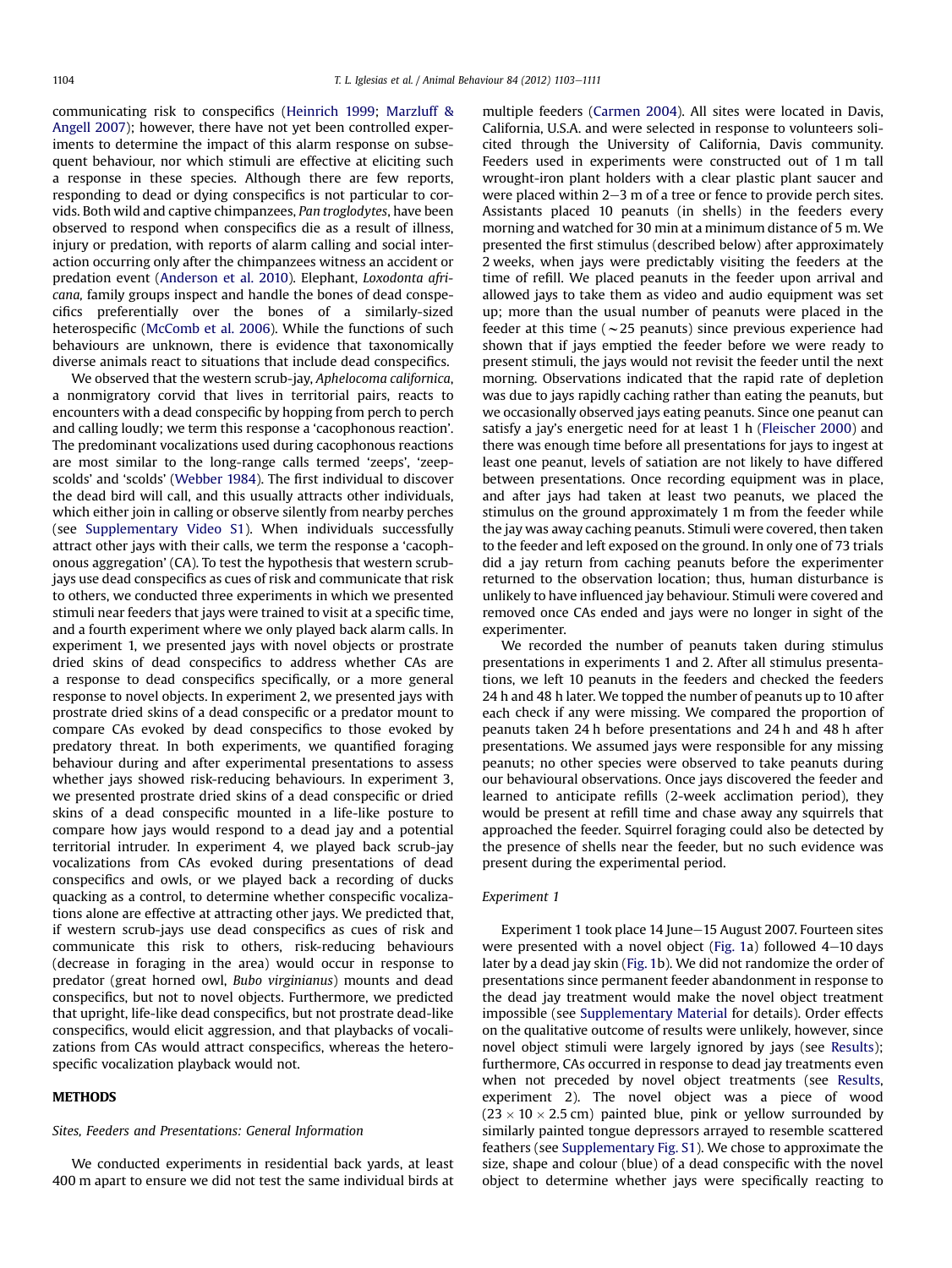communicating risk to conspecifics (Heinrich 1999; Marzluff & Angell 2007); however, there have not yet been controlled experiments to determine the impact of this alarm response on subsequent behaviour, nor which stimuli are effective at eliciting such a response in these species. Although there are few reports, responding to dead or dying conspecifics is not particular to corvids. Both wild and captive chimpanzees, *Pan troglodytes*, have been observed to respond when conspecifics die as a result of illness, injury or predation, with reports of alarm calling and social interaction occurring only after the chimpanzees witness an accident or predation event (Anderson et al. 2010). Elephant, *Loxodonta africana*, family groups inspect and handle the bones of dead conspecifics preferentially over the bones of a similarly-sized heterospecific (McComb et al. 2006). While the functions of such behaviours are unknown, there is evidence that taxonomically diverse animals react to situations that include dead conspecifics.

We observed that the western scrub-jay, *Aphelocoma californica*, a nonmigratory corvid that lives in territorial pairs, reacts to encounters with a dead conspecific by hopping from perch to perch and calling loudly; we term this response a 'cacophonous reaction'. The predominant vocalizations used during cacophonous reactions are most similar to the long-range calls termed 'zeeps', 'zeep-scolds' and 'scolds' (Webber 1984). The first individual to discover the dead bird will call, and this usually attracts other individuals, which either join in calling or observe silently from nearby perches (see Supplementary Video S1). When individuals successfully attract other jays with their calls, we term the response a 'cacophonous aggregation' (CA). To test the hypothesis that western scrub-jays use dead conspecifics as cues of risk and communicate that risk to others, we conducted three experiments in which we presented stimuli near feeders that jays were trained to visit at a specific time, and a fourth experiment where we only played back alarm calls. In experiment 1, we presented jays with novel objects or prostrate dried skins of dead conspecifics to address whether CAs are a response to dead conspecifics specifically, or a more general response to novel objects. In experiment 2, we presented jays with prostrate dried skins of a dead conspecific or a predator mount to compare CAs evoked by dead conspecifics to those evoked by predatory threat. In both experiments, we quantified foraging behaviour during and after experimental presentations to assess whether jays showed risk-reducing behaviours. In experiment 3, we presented prostrate dried skins of a dead conspecific or dried skins of a dead conspecific mounted in a life-like posture to compare how jays would respond to a dead jay and a potential territorial intruder. In experiment 4, we played back scrub-jay vocalizations from CAs evoked during presentations of dead conspecifics and owls, or we played back a recording of ducks quacking as a control, to determine whether conspecific vocalizations alone are effective at attracting other jays. We predicted that, if western scrub-jays use dead conspecifics as cues of risk and communicate this risk to others, risk-reducing behaviours (decrease in foraging in the area) would occur in response to predator (great horned owl, *Bubo virginianus*) mounts and dead conspecifics, but not to novel objects. Furthermore, we predicted that upright, life-like dead conspecifics, but not prostrate dead-like conspecifics, would elicit aggression, and that playbacks of vocalizations from CAs would attract conspecifics, whereas the heterospecific vocalization playback would not.

## METHODS

### Sites, Feeders and Presentations: General Information

We conducted experiments in residential back yards, at least 400 m apart to ensure we did not test the same individual birds at multiple feeders (Carmen 2004). All sites were located in Davis, California, U.S.A. and were selected in response to volunteers solicited through the University of California, Davis community. Feeders used in experiments were constructed out of 1 m tall wrought-iron plant holders with a clear plastic plant saucer and were placed within 2–3 m of a tree or fence to provide perch sites. Assistants placed 10 peanuts (in shells) in the feeders every morning and watched for 30 min at a minimum distance of 5 m. We presented the first stimulus (described below) after approximately 2 weeks, when jays were predictably visiting the feeders at the time of refill. We placed peanuts in the feeder upon arrival and allowed jays to take them as video and audio equipment was set up; more than the usual number of peanuts were placed in the feeder at this time (~25 peanuts) since previous experience had shown that if jays emptied the feeder before we were ready to present stimuli, the jays would not revisit the feeder until the next morning. Observations indicated that the rapid rate of depletion was due to jays rapidly caching rather than eating the peanuts, but we occasionally observed jays eating peanuts. Since one peanut can satisfy a jay's energetic need for at least 1 h (Fleischer 2000) and there was enough time before all presentations for jays to ingest at least one peanut, levels of satiation are not likely to have differed between presentations. Once recording equipment was in place, and after jays had taken at least two peanuts, we placed the stimulus on the ground approximately 1 m from the feeder while the jay was away caching peanuts. Stimuli were covered, then taken to the feeder and left exposed on the ground. In only one of 73 trials did a jay return from caching peanuts before the experimenter returned to the observation location; thus, human disturbance is unlikely to have influenced jay behaviour. Stimuli were covered and removed once CAs ended and jays were no longer in sight of the experimenter.

We recorded the number of peanuts taken during stimulus presentations in experiments 1 and 2. After all stimulus presentations, we left 10 peanuts in the feeders and checked the feeders 24 h and 48 h later. We topped the number of peanuts up to 10 after each check if any were missing. We compared the proportion of peanuts taken 24 h before presentations and 24 h and 48 h after presentations. We assumed jays were responsible for any missing peanuts; no other species were observed to take peanuts during our behavioural observations. Once jays discovered the feeder and learned to anticipate refills (2-week acclimation period), they would be present at refill time and chase away any squirrels that approached the feeder. Squirrel foraging could also be detected by the presence of shells near the feeder, but no such evidence was present during the experimental period.

### Experiment 1

Experiment 1 took place 14 June–15 August 2007. Fourteen sites were presented with a novel object (Fig. 1a) followed 4–10 days later by a dead jay skin (Fig. 1b). We did not randomize the order of presentations since permanent feeder abandonment in response to the dead jay treatment would make the novel object treatment impossible (see Supplementary Material for details). Order effects on the qualitative outcome of results were unlikely, however, since novel object stimuli were largely ignored by jays (see Results); furthermore, CAs occurred in response to dead jay treatments even when not preceded by novel object treatments (see Results, experiment 2). The novel object was a piece of wood ($23 \times 10 \times 2.5$ cm) painted blue, pink or yellow surrounded by similarly painted tongue depressors arrayed to resemble scattered feathers (see Supplementary Fig. S1). We chose to approximate the size, shape and colour (blue) of a dead conspecific with the novel object to determine whether jays were specifically reacting to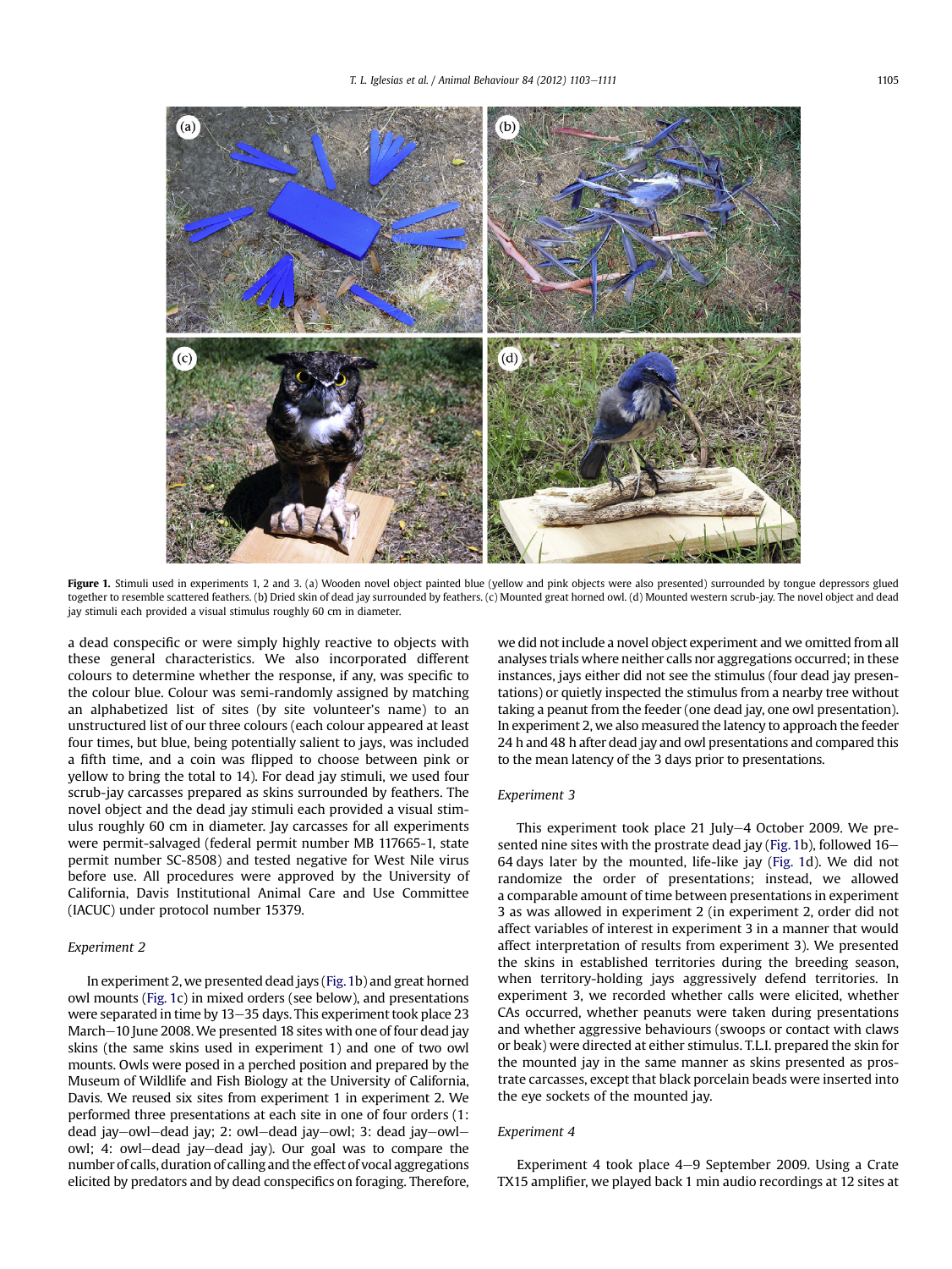**Figure 1.** Stimuli used in experiments 1, 2 and 3. (a) Wooden novel object painted blue (yellow and pink objects were also presented) surrounded by tongue depressors glued together to resemble scattered feathers. (b) Dried skin of dead jay surrounded by feathers. (c) Mounted great horned owl. (d) Mounted western scrub-jay. The novel object and dead jay stimuli each provided a visual stimulus roughly 60 cm in diameter.

a dead conspecific or were simply highly reactive to objects with these general characteristics. We also incorporated different colours to determine whether the response, if any, was specific to the colour blue. Colour was semi-randomly assigned by matching an alphabetized list of sites (by site volunteer's name) to an unstructured list of our three colours (each colour appeared at least four times, but blue, being potentially salient to jays, was included a fifth time, and a coin was flipped to choose between pink or yellow to bring the total to 14). For dead jay stimuli, we used four scrub-jay carcasses prepared as skins surrounded by feathers. The novel object and the dead jay stimuli each provided a visual stimulus roughly 60 cm in diameter. Jay carcasses for all experiments were permit-salvaged (federal permit number MB 117665-1, state permit number SC-8508) and tested negative for West Nile virus before use. All procedures were approved by the University of California, Davis Institutional Animal Care and Use Committee (IACUC) under protocol number 15379.

### Experiment 2

In experiment 2, we presented dead jays (Fig. 1b) and great horned owl mounts (Fig. 1c) in mixed orders (see below), and presentations were separated in time by 13–35 days. This experiment took place 23 March–10 June 2008. We presented 18 sites with one of four dead jay skins (the same skins used in experiment 1) and one of two owl mounts. Owls were posed in a perched position and prepared by the Museum of Wildlife and Fish Biology at the University of California, Davis. We reused six sites from experiment 1 in experiment 2. We performed three presentations at each site in one of four orders (1: dead jay–owl–dead jay; 2: owl–dead jay–owl; 3: dead jay–owl–owl; 4: owl–dead jay–dead jay). Our goal was to compare the number of calls, duration of calling and the effect of vocal aggregations elicited by predators and by dead conspecifics on foraging. Therefore, we did not include a novel object experiment and we omitted from all analyses trials where neither calls nor aggregations occurred; in these instances, jays either did not see the stimulus (four dead jay presentations) or quietly inspected the stimulus from a nearby tree without taking a peanut from the feeder (one dead jay, one owl presentation). In experiment 2, we also measured the latency to approach the feeder 24 h and 48 h after dead jay and owl presentations and compared this to the mean latency of the 3 days prior to presentations.

### Experiment 3

This experiment took place 21 July–4 October 2009. We presented nine sites with the prostrate dead jay (Fig. 1b), followed 16–64 days later by the mounted, life-like jay (Fig. 1d). We did not randomize the order of presentations; instead, we allowed a comparable amount of time between presentations in experiment 3 as was allowed in experiment 2 (in experiment 2, order did not affect variables of interest in experiment 3 in a manner that would affect interpretation of results from experiment 3). We presented the skins in established territories during the breeding season, when territory-holding jays aggressively defend territories. In experiment 3, we recorded whether calls were elicited, whether CAs occurred, whether peanuts were taken during presentations and whether aggressive behaviours (swoops or contact with claws or beak) were directed at either stimulus. T.L.I. prepared the skin for the mounted jay in the same manner as skins presented as prostrate carcasses, except that black porcelain beads were inserted into the eye sockets of the mounted jay.

### Experiment 4

Experiment 4 took place 4–9 September 2009. Using a Crate TX15 amplifier, we played back 1 min audio recordings at 12 sites at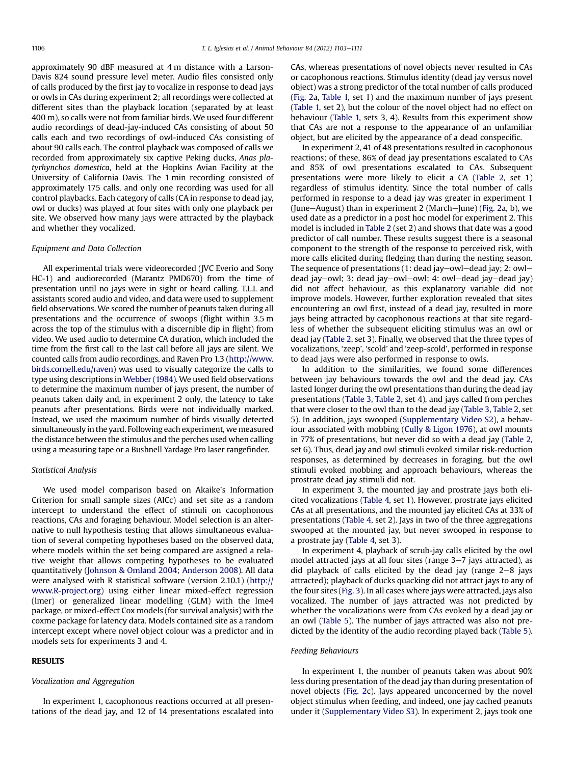approximately 90 dBF measured at 4 m distance with a Larson-Davis 824 sound pressure level meter. Audio files consisted only of calls produced by the first jay to vocalize in response to dead jays or owls in CAs during experiment 2; all recordings were collected at different sites than the playback location (separated by at least 400 m), so calls were not from familiar birds. We used four different audio recordings of dead-jay-induced CAs consisting of about 50 calls each and two recordings of owl-induced CAs consisting of about 90 calls each. The control playback was composed of calls we recorded from approximately six captive Peking ducks, *Anas platyrhynchos domestica*, held at the Hopkins Avian Facility at the University of California Davis. The 1 min recording consisted of approximately 175 calls, and only one recording was used for all control playbacks. Each category of calls (CA in response to dead jay, owl or ducks) was played at four sites with only one playback per site. We observed how many jays were attracted by the playback and whether they vocalized.

### Equipment and Data Collection

All experimental trials were videorecorded (JVC Everio and Sony HC-1) and audiorecorded (Marantz PMD670) from the time of presentation until no jays were in sight or heard calling. T.L.I. and assistants scored audio and video, and data were used to supplement field observations. We scored the number of peanuts taken during all presentations and the occurrence of swoops (flight within 3.5 m across the top of the stimulus with a discernible dip in flight) from video. We used audio to determine CA duration, which included the time from the first call to the last call before all jays are silent. We counted calls from audio recordings, and Raven Pro 1.3 (http://www.birds.cornell.edu/raven) was used to visually categorize the calls to type using descriptions in Webber (1984). We used field observations to determine the maximum number of jays present, the number of peanuts taken daily and, in experiment 2 only, the latency to take peanuts after presentations. Birds were not individually marked. Instead, we used the maximum number of birds visually detected simultaneously in the yard. Following each experiment, we measured the distance between the stimulus and the perches used when calling using a measuring tape or a Bushnell Yardage Pro laser rangefinder.

### Statistical Analysis

We used model comparison based on Akaike's Information Criterion for small sample sizes (AICc) and set site as a random intercept to understand the effect of stimuli on cacophonous reactions, CAs and foraging behaviour. Model selection is an alternative to null hypothesis testing that allows simultaneous evaluation of several competing hypotheses based on the observed data, where models within the set being compared are assigned a relative weight that allows competing hypotheses to be evaluated quantitatively (Johnson & Omland 2004; Anderson 2008). All data were analysed with R statistical software (version 2.10.1) (http://www.R-project.org) using either linear mixed-effect regression (lmer) or generalized linear modelling (GLM) with the lme4 package, or mixed-effect Cox models (for survival analysis) with the coxme package for latency data. Models contained site as a random intercept except where novel object colour was a predictor and in models sets for experiments 3 and 4.

## RESULTS

### Vocalization and Aggregation

In experiment 1, cacophonous reactions occurred at all presentations of the dead jay, and 12 of 14 presentations escalated into CAs, whereas presentations of novel objects never resulted in CAs or cacophonous reactions. Stimulus identity (dead jay versus novel object) was a strong predictor of the total number of calls produced (Fig. 2a, Table 1, set 1) and the maximum number of jays present (Table 1, set 2), but the colour of the novel object had no effect on behaviour (Table 1, sets 3, 4). Results from this experiment show that CAs are not a response to the appearance of an unfamiliar object, but are elicited by the appearance of a dead conspecific.

In experiment 2, 41 of 48 presentations resulted in cacophonous reactions; of these, 86% of dead jay presentations escalated to CAs and 85% of owl presentations escalated to CAs. Subsequent presentations were more likely to elicit a CA (Table 2, set 1) regardless of stimulus identity. Since the total number of calls performed in response to a dead jay was greater in experiment 1 (June–August) than in experiment 2 (March–June) (Fig. 2a, b), we used date as a predictor in a post hoc model for experiment 2. This model is included in Table 2 (set 2) and shows that date was a good predictor of call number. These results suggest there is a seasonal component to the strength of the response to perceived risk, with more calls elicited during fledging than during the nesting season. The sequence of presentations (1: dead jay–owl–dead jay; 2: owl–dead jay–owl; 3: dead jay–owl–owl; 4: owl–dead jay–dead jay) did not affect behaviour, as this explanatory variable did not improve models. However, further exploration revealed that sites encountering an owl first, instead of a dead jay, resulted in more jays being attracted by cacophonous reactions at that site regardless of whether the subsequent eliciting stimulus was an owl or dead jay (Table 2, set 3). Finally, we observed that the three types of vocalizations, 'zeep', 'scold' and 'zeep-scold', performed in response to dead jays were also performed in response to owls.

In addition to the similarities, we found some differences between jay behaviours towards the owl and the dead jay. CAs lasted longer during the owl presentations than during the dead jay presentations (Table 3, Table 2, set 4), and jays called from perches that were closer to the owl than to the dead jay (Table 3, Table 2, set 5). In addition, jays swooped (Supplementary Video S2), a behaviour associated with mobbing (Cully & Ligon 1976), at owl mounts in 77% of presentations, but never did so with a dead jay (Table 2, set 6). Thus, dead jay and owl stimuli evoked similar risk-reduction responses, as determined by decreases in foraging, but the owl stimuli evoked mobbing and approach behaviours, whereas the prostrate dead jay stimuli did not.

In experiment 3, the mounted jay and prostrate jays both elicited vocalizations (Table 4, set 1). However, prostrate jays elicited CAs at all presentations, and the mounted jay elicited CAs at 33% of presentations (Table 4, set 2). Jays in two of the three aggregations swooped at the mounted jay, but never swooped in response to a prostrate jay (Table 4, set 3).

In experiment 4, playback of scrub-jay calls elicited by the owl model attracted jays at all four sites (range 3–7 jays attracted), as did playback of calls elicited by the dead jay (range 2–8 jays attracted); playback of ducks quacking did not attract jays to any of the four sites (Fig. 3). In all cases where jays were attracted, jays also vocalized. The number of jays attracted was not predicted by whether the vocalizations were from CAs evoked by a dead jay or an owl (Table 5). The number of jays attracted was also not predicted by the identity of the audio recording played back (Table 5).

### Feeding Behaviours

In experiment 1, the number of peanuts taken was about 90% less during presentation of the dead jay than during presentation of novel objects (Fig. 2c). Jays appeared unconcerned by the novel object stimulus when feeding, and indeed, one jay cached peanuts under it (Supplementary Video S3). In experiment 2, jays took one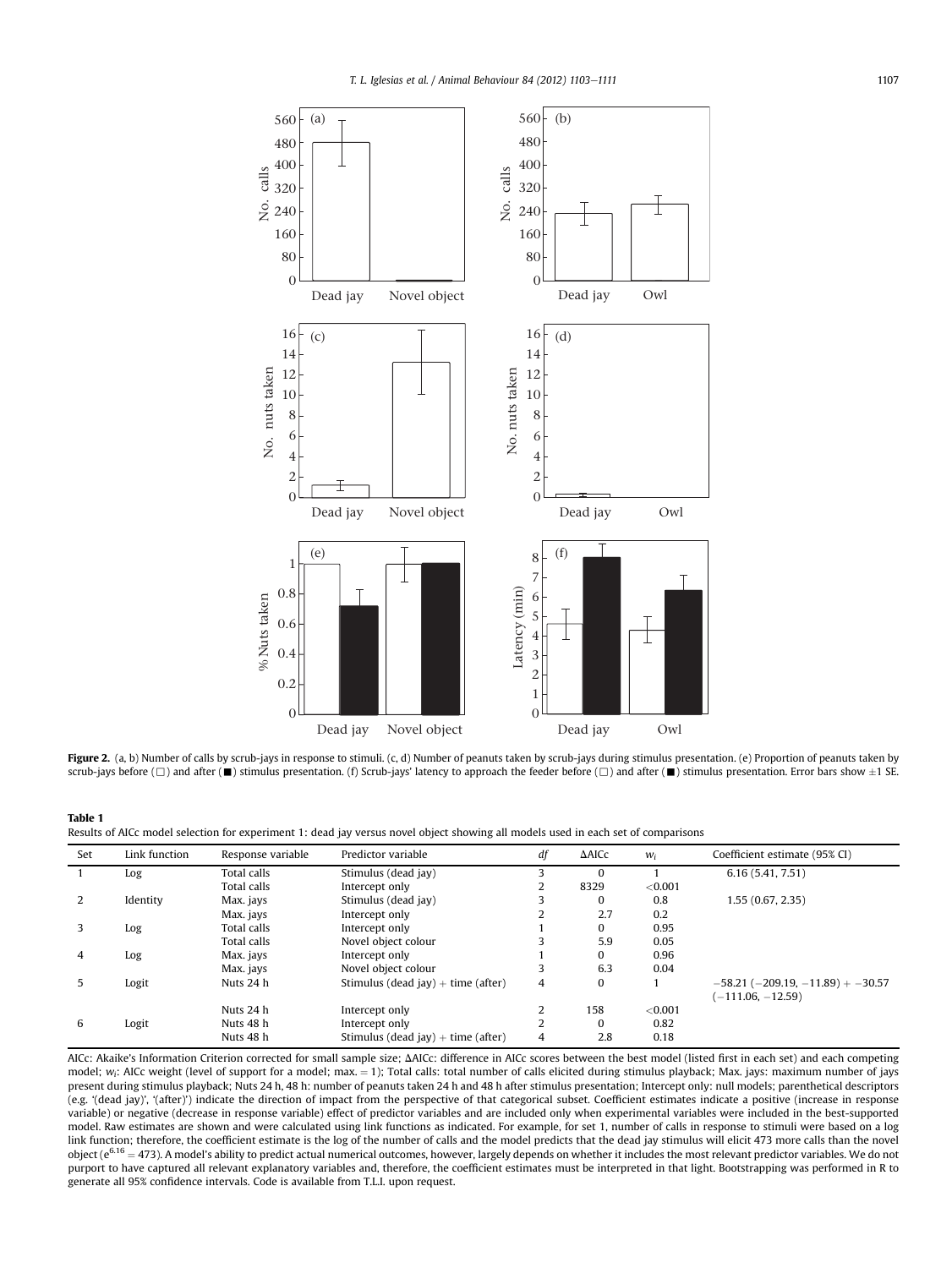(a)
No. calls
560
480
400
320
240
160
80
0
Dead jay
Novel object

(b)
No. calls
560
480
400
320
240
160
80
0
Dead jay
Owl

(c)
No. nuts taken
16
14
12
10
8
6
4
2
0
Dead jay
Novel object

(d)
No. nuts taken
16
14
12
10
8
6
4
2
0
Dead jay
Owl

(e)
% Nuts taken
1
0.8
0.6
0.4
0.2
0
Dead jay
Novel object

(f)
Latency (min)
8
7
6
5
4
3
2
1
0
Dead jay
Owl

**Figure 2.** (a, b) Number of calls by scrub-jays in response to stimuli. (c, d) Number of peanuts taken by scrub-jays during stimulus presentation. (e) Proportion of peanuts taken by scrub-jays before (□) and after (■) stimulus presentation. (f) Scrub-jays' latency to approach the feeder before (□) and after (■) stimulus presentation. Error bars show ±1 SE.

**Table 1**
Results of AICc model selection for experiment 1: dead jay versus novel object showing all models used in each set of comparisons

| Set | Link function | Response variable | Predictor variable | *df* | ΔAICc | $w_i$ | Coefficient estimate (95% CI) |
|---|---|---|---|---|---|---|---|
| 1 | Log | Total calls | Stimulus (dead jay) | 3 | 0 | 1 | 6.16 (5.41, 7.51) |
| | | Total calls | Intercept only | 2 | 8329 | <0.001 | |
| 2 | Identity | Max. jays | Stimulus (dead jay) | 3 | 0 | 0.8 | 1.55 (0.67, 2.35) |
| | | Max. jays | Intercept only | 2 | 2.7 | 0.2 | |
| 3 | Log | Total calls | Intercept only | 1 | 0 | 0.95 | |
| | | Total calls | Novel object colour | 3 | 5.9 | 0.05 | |
| 4 | Log | Max. jays | Intercept only | 1 | 0 | 0.96 | |
| | | Max. jays | Novel object colour | 3 | 6.3 | 0.04 | |
| 5 | Logit | Nuts 24 h | Stimulus (dead jay) + time (after) | 4 | 0 | 1 | −58.21 (−209.19, −11.89) + −30.57 (−111.06, −12.59) |
| | | Nuts 24 h | Intercept only | 2 | 158 | <0.001 | |
| 6 | Logit | Nuts 48 h | Intercept only | 2 | 0 | 0.82 | |
| | | Nuts 48 h | Stimulus (dead jay) + time (after) | 4 | 2.8 | 0.18 | |

AICc: Akaike's Information Criterion corrected for small sample size; ΔAICc: difference in AICc scores between the best model (listed first in each set) and each competing model; $w_i$: AICc weight (level of support for a model; max. = 1); Total calls: total number of calls elicited during stimulus playback; Max. jays: maximum number of jays present during stimulus playback; Nuts 24 h, 48 h: number of peanuts taken 24 h and 48 h after stimulus presentation; Intercept only: null models; parenthetical descriptors (e.g. '(dead jay)', '(after)') indicate the direction of impact from the perspective of that categorical subset. Coefficient estimates indicate a positive (increase in response variable) or negative (decrease in response variable) effect of predictor variables and are included only when experimental variables were included in the best-supported model. Raw estimates are shown and were calculated using link functions as indicated. For example, for set 1, number of calls in response to stimuli were based on a log link function; therefore, the coefficient estimate is the log of the number of calls and the model predicts that the dead jay stimulus will elicit 473 more calls than the novel object ($e^{6.16} = 473$). A model's ability to predict actual numerical outcomes, however, largely depends on whether it includes the most relevant predictor variables. We do not purport to have captured all relevant explanatory variables and, therefore, the coefficient estimates must be interpreted in that light. Bootstrapping was performed in R to generate all 95% confidence intervals. Code is available from T.L.I. upon request.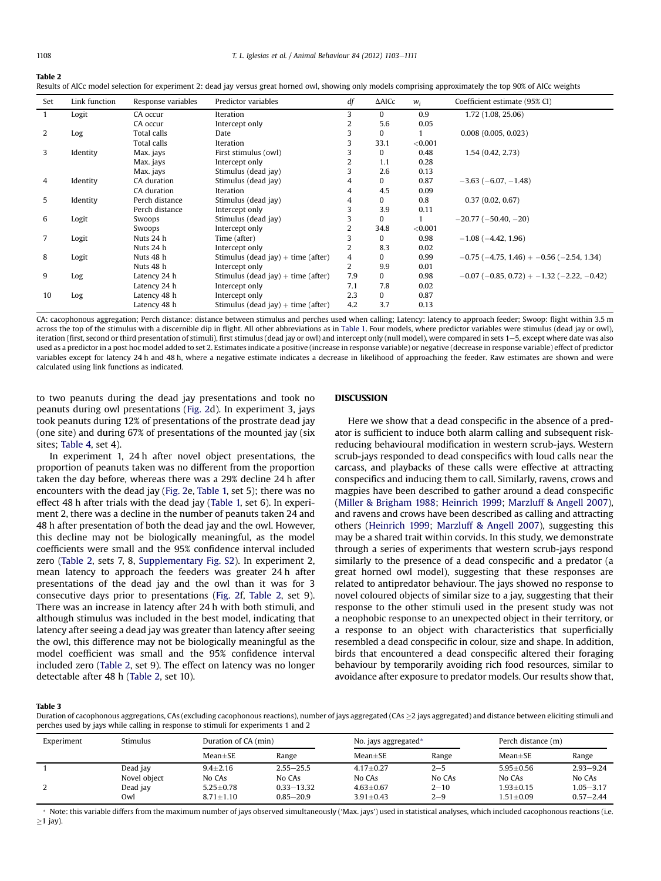**Table 2**

Results of AICc model selection for experiment 2: dead jay versus great horned owl, showing only models comprising approximately the top 90% of AICc weights

| Set | Link function | Response variables | Predictor variables | *df* | ΔAICc | $w_i$ | Coefficient estimate (95% CI) |
|---|---|---|---|---|---|---|---|
| 1 | Logit | CA occur | Iteration | 3 | 0 | 0.9 | 1.72 (1.08, 25.06) |
| | | CA occur | Intercept only | 2 | 5.6 | 0.05 | |
| 2 | Log | Total calls | Date | 3 | 0 | 1 | 0.008 (0.005, 0.023) |
| | | Total calls | Iteration | 3 | 33.1 | <0.001 | |
| 3 | Identity | Max. jays | First stimulus (owl) | 3 | 0 | 0.48 | 1.54 (0.42, 2.73) |
| | | Max. jays | Intercept only | 2 | 1.1 | 0.28 | |
| | | Max. jays | Stimulus (dead jay) | 3 | 2.6 | 0.13 | |
| 4 | Identity | CA duration | Stimulus (dead jay) | 4 | 0 | 0.87 | −3.63 (−6.07, −1.48) |
| | | CA duration | Iteration | 4 | 4.5 | 0.09 | |
| 5 | Identity | Perch distance | Stimulus (dead jay) | 4 | 0 | 0.8 | 0.37 (0.02, 0.67) |
| | | Perch distance | Intercept only | 3 | 3.9 | 0.11 | |
| 6 | Logit | Swoops | Stimulus (dead jay) | 3 | 0 | 1 | −20.77 (−50.40, −20) |
| | | Swoops | Intercept only | 2 | 34.8 | <0.001 | |
| 7 | Logit | Nuts 24 h | Time (after) | 3 | 0 | 0.98 | −1.08 (−4.42, 1.96) |
| | | Nuts 24 h | Intercept only | 2 | 8.3 | 0.02 | |
| 8 | Logit | Nuts 48 h | Stimulus (dead jay) + time (after) | 4 | 0 | 0.99 | −0.75 (−4.75, 1.46) + −0.56 (−2.54, 1.34) |
| | | Nuts 48 h | Intercept only | 2 | 9.9 | 0.01 | |
| 9 | Log | Latency 24 h | Stimulus (dead jay) + time (after) | 7.9 | 0 | 0.98 | −0.07 (−0.85, 0.72) + −1.32 (−2.22, −0.42) |
| | | Latency 24 h | Intercept only | 7.1 | 7.8 | 0.02 | |
| 10 | Log | Latency 48 h | Intercept only | 2.3 | 0 | 0.87 | |
| | | Latency 48 h | Stimulus (dead jay) + time (after) | 4.2 | 3.7 | 0.13 | |

CA: cacophonous aggregation; Perch distance: distance between stimulus and perches used when calling; Latency: latency to approach feeder; Swoop: flight within 3.5 m across the top of the stimulus with a discernible dip in flight. All other abbreviations as in Table 1. Four models, where predictor variables were stimulus (dead jay or owl), iteration (first, second or third presentation of stimuli), first stimulus (dead jay or owl) and intercept only (null model), were compared in sets 1−5, except where date was also used as a predictor in a post hoc model added to set 2. Estimates indicate a positive (increase in response variable) or negative (decrease in response variable) effect of predictor variables except for latency 24 h and 48 h, where a negative estimate indicates a decrease in likelihood of approaching the feeder. Raw estimates are shown and were calculated using link functions as indicated.

to two peanuts during the dead jay presentations and took no peanuts during owl presentations (Fig. 2d). In experiment 3, jays took peanuts during 12% of presentations of the prostrate dead jay (one site) and during 67% of presentations of the mounted jay (six sites; Table 4, set 4).

In experiment 1, 24 h after novel object presentations, the proportion of peanuts taken was no different from the proportion taken the day before, whereas there was a 29% decline 24 h after encounters with the dead jay (Fig. 2e, Table 1, set 5); there was no effect 48 h after trials with the dead jay (Table 1, set 6). In experiment 2, there was a decline in the number of peanuts taken 24 and 48 h after presentation of both the dead jay and the owl. However, this decline may not be biologically meaningful, as the model coefficients were small and the 95% confidence interval included zero (Table 2, sets 7, 8, Supplementary Fig. S2). In experiment 2, mean latency to approach the feeders was greater 24 h after presentations of the dead jay and the owl than it was for 3 consecutive days prior to presentations (Fig. 2f, Table 2, set 9). There was an increase in latency after 24 h with both stimuli, and although stimulus was included in the best model, indicating that latency after seeing a dead jay was greater than latency after seeing the owl, this difference may not be biologically meaningful as the model coefficient was small and the 95% confidence interval included zero (Table 2, set 9). The effect on latency was no longer detectable after 48 h (Table 2, set 10).

## DISCUSSION

Here we show that a dead conspecific in the absence of a predator is sufficient to induce both alarm calling and subsequent risk-reducing behavioural modification in western scrub-jays. Western scrub-jays responded to dead conspecifics with loud calls near the carcass, and playbacks of these calls were effective at attracting conspecifics and inducing them to call. Similarly, ravens, crows and magpies have been described to gather around a dead conspecific (Miller & Brigham 1988; Heinrich 1999; Marzluff & Angell 2007), and ravens and crows have been described as calling and attracting others (Heinrich 1999; Marzluff & Angell 2007), suggesting this may be a shared trait within corvids. In this study, we demonstrate through a series of experiments that western scrub-jays respond similarly to the presence of a dead conspecific and a predator (a great horned owl model), suggesting that these responses are related to antipredator behaviour. The jays showed no response to novel coloured objects of similar size to a jay, suggesting that their response to the other stimuli used in the present study was not a neophobic response to an unexpected object in their territory, or a response to an object with characteristics that superficially resembled a dead conspecific in colour, size and shape. In addition, birds that encountered a dead conspecific altered their foraging behaviour by temporarily avoiding rich food resources, similar to avoidance after exposure to predator models. Our results show that,

**Table 3**

Duration of cacophonous aggregations, CAs (excluding cacophonous reactions), number of jays aggregated (CAs ≥2 jays aggregated) and distance between eliciting stimuli and perches used by jays while calling in response to stimuli for experiments 1 and 2

| Experiment | Stimulus | Duration of CA (min) | | No. jays aggregated* | | Perch distance (m) | |
|---|---|---|---|---|---|---|---|
| | | Mean±SE | Range | Mean±SE | Range | Mean±SE | Range |
| 1 | Dead jay | 9.4±2.16 | 2.55−25.5 | 4.17±0.27 | 2−5 | 5.95±0.56 | 2.93−9.24 |
| | Novel object | No CAs | No CAs | No CAs | No CAs | No CAs | No CAs |
| 2 | Dead jay | 5.25±0.78 | 0.33−13.32 | 4.63±0.67 | 2−10 | 1.93±0.15 | 1.05−3.17 |
| | Owl | 8.71±1.10 | 0.85−20.9 | 3.91±0.43 | 2−9 | 1.51±0.09 | 0.57−2.44 |

* Note: this variable differs from the maximum number of jays observed simultaneously ('Max. jays') used in statistical analyses, which included cacophonous reactions (i.e. ≥1 jay).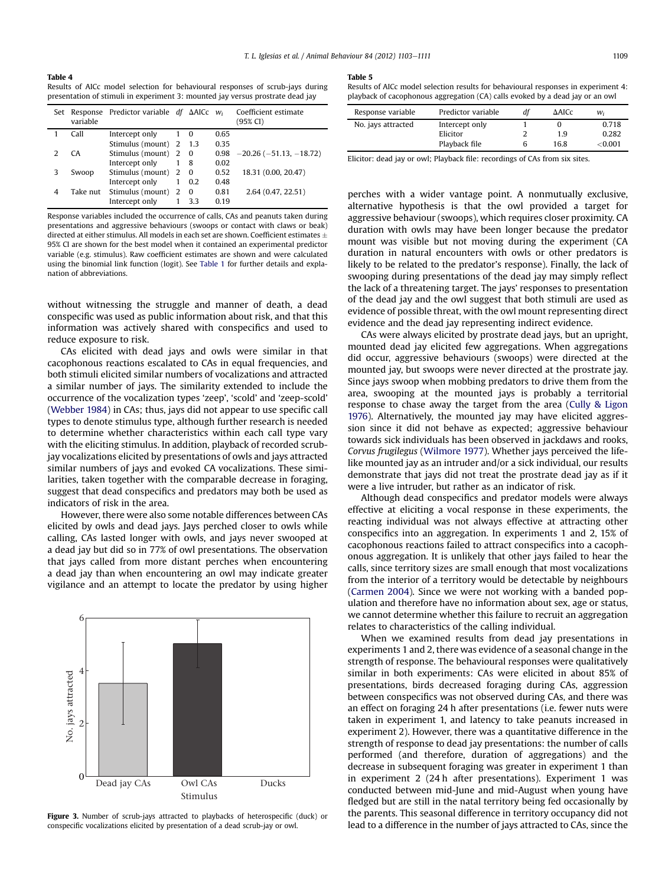**Table 4**
Results of AICc model selection for behavioural responses of scrub-jays during presentation of stimuli in experiment 3: mounted jay versus prostrate dead jay

| Set | Response variable | Predictor variable | *df* | ΔAICc | $w_i$ | Coefficient estimate (95% CI) |
|---|---|---|---|---|---|---|
| 1 | Call | Intercept only | 1 | 0 | 0.65 | |
| | | Stimulus (mount) | 2 | 1.3 | 0.35 | |
| 2 | CA | Stimulus (mount) | 2 | 0 | 0.98 | −20.26 (−51.13, −18.72) |
| | | Intercept only | 1 | 8 | 0.02 | |
| 3 | Swoop | Stimulus (mount) | 2 | 0 | 0.52 | 18.31 (0.00, 20.47) |
| | | Intercept only | 1 | 0.2 | 0.48 | |
| 4 | Take nut | Stimulus (mount) | 2 | 0 | 0.81 | 2.64 (0.47, 22.51) |
| | | Intercept only | 1 | 3.3 | 0.19 | |

Response variables included the occurrence of calls, CAs and peanuts taken during presentations and aggressive behaviours (swoops or contact with claws or beak) directed at either stimulus. All models in each set are shown. Coefficient estimates ± 95% CI are shown for the best model when it contained an experimental predictor variable (e.g. stimulus). Raw coefficient estimates are shown and were calculated using the binomial link function (logit). See Table 1 for further details and explanation of abbreviations.

without witnessing the struggle and manner of death, a dead conspecific was used as public information about risk, and that this information was actively shared with conspecifics and used to reduce exposure to risk.

CAs elicited with dead jays and owls were similar in that cacophonous reactions escalated to CAs in equal frequencies, and both stimuli elicited similar numbers of vocalizations and attracted a similar number of jays. The similarity extended to include the occurrence of the vocalization types 'zeep', 'scold' and 'zeep-scold' (Webber 1984) in CAs; thus, jays did not appear to use specific call types to denote stimulus type, although further research is needed to determine whether characteristics within each call type vary with the eliciting stimulus. In addition, playback of recorded scrub-jay vocalizations elicited by presentations of owls and jays attracted similar numbers of jays and evoked CA vocalizations. These similarities, taken together with the comparable decrease in foraging, suggest that dead conspecifics and predators may both be used as indicators of risk in the area.

However, there were also some notable differences between CAs elicited by owls and dead jays. Jays perched closer to owls while calling, CAs lasted longer with owls, and jays never swooped at a dead jay but did so in 77% of owl presentations. The observation that jays called from more distant perches when encountering a dead jay than when encountering an owl may indicate greater vigilance and an attempt to locate the predator by using higher

6
4
2
0
No. jays attracted
Dead jay CAs
Owl CAs
Ducks
Stimulus

**Figure 3.** Number of scrub-jays attracted to playbacks of heterospecific (duck) or conspecific vocalizations elicited by presentation of a dead scrub-jay or owl.

**Table 5**
Results of AICc model selection results for behavioural responses in experiment 4: playback of cacophonous aggregation (CA) calls evoked by a dead jay or an owl

| Response variable | Predictor variable | *df* | ΔAICc | $w_i$ |
|---|---|---|---|---|
| No. jays attracted | Intercept only | 1 | 0 | 0.718 |
| | Elicitor | 2 | 1.9 | 0.282 |
| | Playback file | 6 | 16.8 | <0.001 |

Elicitor: dead jay or owl; Playback file: recordings of CAs from six sites.

perches with a wider vantage point. A nonmutually exclusive, alternative hypothesis is that the owl provided a target for aggressive behaviour (swoops), which requires closer proximity. CA duration with owls may have been longer because the predator mount was visible but not moving during the experiment (CA duration in natural encounters with owls or other predators is likely to be related to the predator's response). Finally, the lack of swooping during presentations of the dead jay may simply reflect the lack of a threatening target. The jays' responses to presentation of the dead jay and the owl suggest that both stimuli are used as evidence of possible threat, with the owl mount representing direct evidence and the dead jay representing indirect evidence.

CAs were always elicited by prostrate dead jays, but an upright, mounted dead jay elicited few aggregations. When aggregations did occur, aggressive behaviours (swoops) were directed at the mounted jay, but swoops were never directed at the prostrate jay. Since jays swoop when mobbing predators to drive them from the area, swooping at the mounted jays is probably a territorial response to chase away the target from the area (Cully & Ligon 1976). Alternatively, the mounted jay may have elicited aggression since it did not behave as expected; aggressive behaviour towards sick individuals has been observed in jackdaws and rooks, *Corvus frugilegus* (Wilmore 1977). Whether jays perceived the lifelike mounted jay as an intruder and/or a sick individual, our results demonstrate that jays did not treat the prostrate dead jay as if it were a live intruder, but rather as an indicator of risk.

Although dead conspecifics and predator models were always effective at eliciting a vocal response in these experiments, the reacting individual was not always effective at attracting other conspecifics into an aggregation. In experiments 1 and 2, 15% of cacophonous reactions failed to attract conspecifics into a cacophonous aggregation. It is unlikely that other jays failed to hear the calls, since territory sizes are small enough that most vocalizations from the interior of a territory would be detectable by neighbours (Carmen 2004). Since we were not working with a banded population and therefore have no information about sex, age or status, we cannot determine whether this failure to recruit an aggregation relates to characteristics of the calling individual.

When we examined results from dead jay presentations in experiments 1 and 2, there was evidence of a seasonal change in the strength of response. The behavioural responses were qualitatively similar in both experiments: CAs were elicited in about 85% of presentations, birds decreased foraging during CAs, aggression between conspecifics was not observed during CAs, and there was an effect on foraging 24 h after presentations (i.e. fewer nuts were taken in experiment 1, and latency to take peanuts increased in experiment 2). However, there was a quantitative difference in the strength of response to dead jay presentations: the number of calls performed (and therefore, duration of aggregations) and the decrease in subsequent foraging was greater in experiment 1 than in experiment 2 (24 h after presentations). Experiment 1 was conducted between mid-June and mid-August when young have fledged but are still in the natal territory being fed occasionally by the parents. This seasonal difference in territory occupancy did not lead to a difference in the number of jays attracted to CAs, since the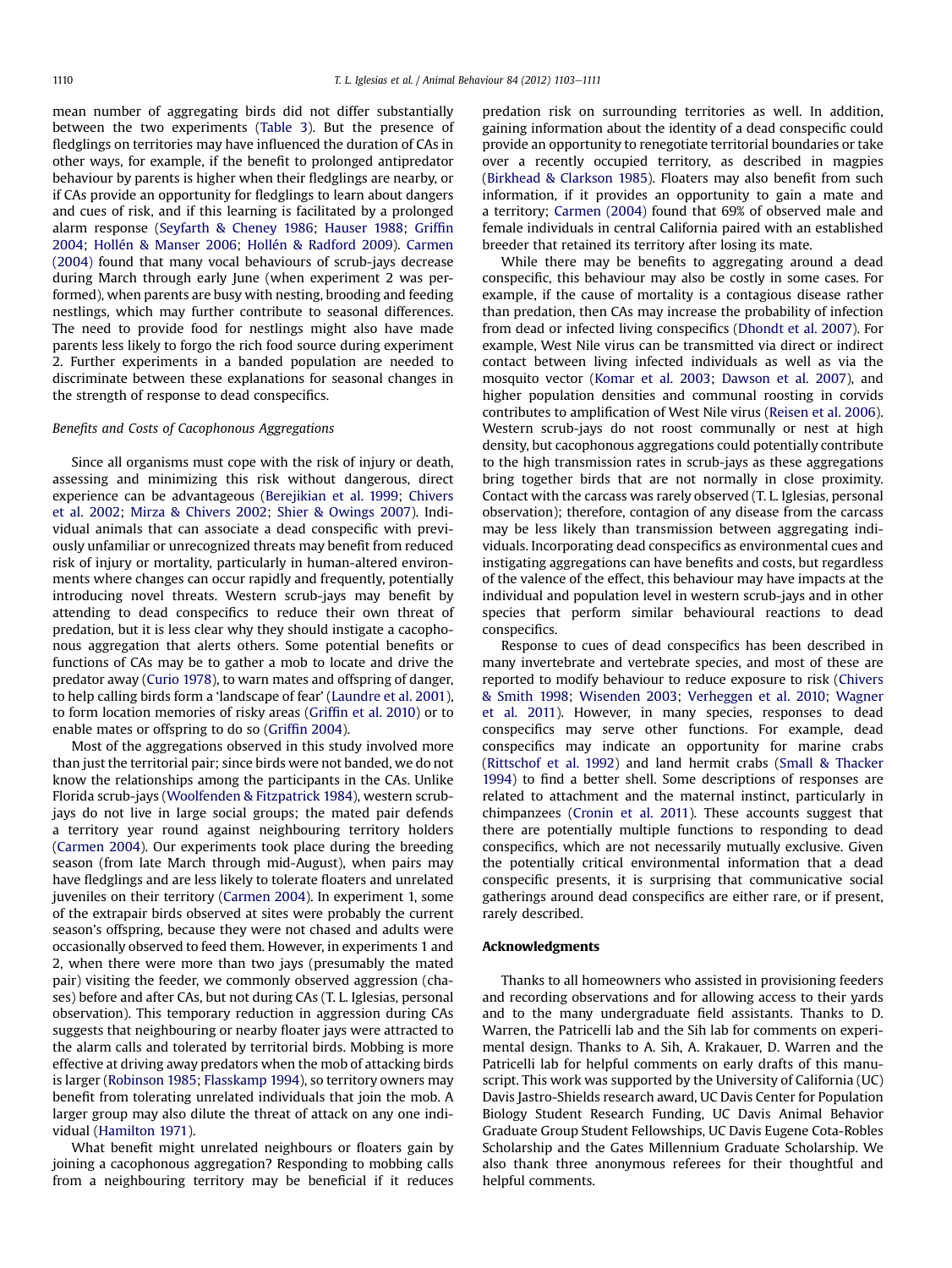mean number of aggregating birds did not differ substantially between the two experiments (Table 3). But the presence of fledglings on territories may have influenced the duration of CAs in other ways, for example, if the benefit to prolonged antipredator behaviour by parents is higher when their fledglings are nearby, or if CAs provide an opportunity for fledglings to learn about dangers and cues of risk, and if this learning is facilitated by a prolonged alarm response (Seyfarth & Cheney 1986; Hauser 1988; Griffin 2004; Hollén & Manser 2006; Hollén & Radford 2009). Carmen (2004) found that many vocal behaviours of scrub-jays decrease during March through early June (when experiment 2 was performed), when parents are busy with nesting, brooding and feeding nestlings, which may further contribute to seasonal differences. The need to provide food for nestlings might also have made parents less likely to forgo the rich food source during experiment 2. Further experiments in a banded population are needed to discriminate between these explanations for seasonal changes in the strength of response to dead conspecifics.

### Benefits and Costs of Cacophonous Aggregations

Since all organisms must cope with the risk of injury or death, assessing and minimizing this risk without dangerous, direct experience can be advantageous (Berejikian et al. 1999; Chivers et al. 2002; Mirza & Chivers 2002; Shier & Owings 2007). Individual animals that can associate a dead conspecific with previously unfamiliar or unrecognized threats may benefit from reduced risk of injury or mortality, particularly in human-altered environments where changes can occur rapidly and frequently, potentially introducing novel threats. Western scrub-jays may benefit by attending to dead conspecifics to reduce their own threat of predation, but it is less clear why they should instigate a cacophonous aggregation that alerts others. Some potential benefits or functions of CAs may be to gather a mob to locate and drive the predator away (Curio 1978), to warn mates and offspring of danger, to help calling birds form a 'landscape of fear' (Laundre et al. 2001), to form location memories of risky areas (Griffin et al. 2010) or to enable mates or offspring to do so (Griffin 2004).

Most of the aggregations observed in this study involved more than just the territorial pair; since birds were not banded, we do not know the relationships among the participants in the CAs. Unlike Florida scrub-jays (Woolfenden & Fitzpatrick 1984), western scrub-jays do not live in large social groups; the mated pair defends a territory year round against neighbouring territory holders (Carmen 2004). Our experiments took place during the breeding season (from late March through mid-August), when pairs may have fledglings and are less likely to tolerate floaters and unrelated juveniles on their territory (Carmen 2004). In experiment 1, some of the extrapair birds observed at sites were probably the current season's offspring, because they were not chased and adults were occasionally observed to feed them. However, in experiments 1 and 2, when there were more than two jays (presumably the mated pair) visiting the feeder, we commonly observed aggression (chases) before and after CAs, but not during CAs (T. L. Iglesias, personal observation). This temporary reduction in aggression during CAs suggests that neighbouring or nearby floater jays were attracted to the alarm calls and tolerated by territorial birds. Mobbing is more effective at driving away predators when the mob of attacking birds is larger (Robinson 1985; Flasskamp 1994), so territory owners may benefit from tolerating unrelated individuals that join the mob. A larger group may also dilute the threat of attack on any one individual (Hamilton 1971).

What benefit might unrelated neighbours or floaters gain by joining a cacophonous aggregation? Responding to mobbing calls from a neighbouring territory may be beneficial if it reduces predation risk on surrounding territories as well. In addition, gaining information about the identity of a dead conspecific could provide an opportunity to renegotiate territorial boundaries or take over a recently occupied territory, as described in magpies (Birkhead & Clarkson 1985). Floaters may also benefit from such information, if it provides an opportunity to gain a mate and a territory; Carmen (2004) found that 69% of observed male and female individuals in central California paired with an established breeder that retained its territory after losing its mate.

While there may be benefits to aggregating around a dead conspecific, this behaviour may also be costly in some cases. For example, if the cause of mortality is a contagious disease rather than predation, then CAs may increase the probability of infection from dead or infected living conspecifics (Dhondt et al. 2007). For example, West Nile virus can be transmitted via direct or indirect contact between living infected individuals as well as via the mosquito vector (Komar et al. 2003; Dawson et al. 2007), and higher population densities and communal roosting in corvids contributes to amplification of West Nile virus (Reisen et al. 2006). Western scrub-jays do not roost communally or nest at high density, but cacophonous aggregations could potentially contribute to the high transmission rates in scrub-jays as these aggregations bring together birds that are not normally in close proximity. Contact with the carcass was rarely observed (T. L. Iglesias, personal observation); therefore, contagion of any disease from the carcass may be less likely than transmission between aggregating individuals. Incorporating dead conspecifics as environmental cues and instigating aggregations can have benefits and costs, but regardless of the valence of the effect, this behaviour may have impacts at the individual and population level in western scrub-jays and in other species that perform similar behavioural reactions to dead conspecifics.

Response to cues of dead conspecifics has been described in many invertebrate and vertebrate species, and most of these are reported to modify behaviour to reduce exposure to risk (Chivers & Smith 1998; Wisenden 2003; Verheggen et al. 2010; Wagner et al. 2011). However, in many species, responses to dead conspecifics may serve other functions. For example, dead conspecifics may indicate an opportunity for marine crabs (Rittschof et al. 1992) and land hermit crabs (Small & Thacker 1994) to find a better shell. Some descriptions of responses are related to attachment and the maternal instinct, particularly in chimpanzees (Cronin et al. 2011). These accounts suggest that there are potentially multiple functions to responding to dead conspecifics, which are not necessarily mutually exclusive. Given the potentially critical environmental information that a dead conspecific presents, it is surprising that communicative social gatherings around dead conspecifics are either rare, or if present, rarely described.

## Acknowledgments

Thanks to all homeowners who assisted in provisioning feeders and recording observations and for allowing access to their yards and to the many undergraduate field assistants. Thanks to D. Warren, the Patricelli lab and the Sih lab for comments on experimental design. Thanks to A. Sih, A. Krakauer, D. Warren and the Patricelli lab for helpful comments on early drafts of this manuscript. This work was supported by the University of California (UC) Davis Jastro-Shields research award, UC Davis Center for Population Biology Student Research Funding, UC Davis Animal Behavior Graduate Group Student Fellowships, UC Davis Eugene Cota-Robles Scholarship and the Gates Millennium Graduate Scholarship. We also thank three anonymous referees for their thoughtful and helpful comments.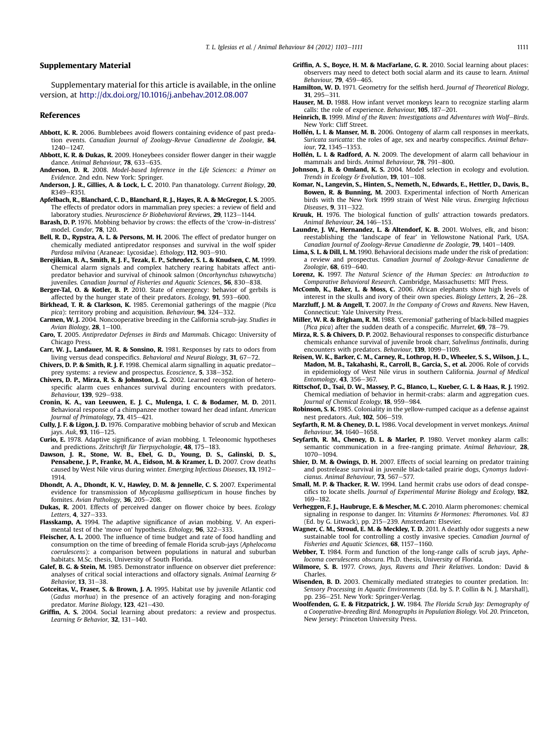## Supplementary Material

Supplementary material for this article is available, in the online version, at http://dx.doi.org/10.1016/j.anbehav.2012.08.007

## References

**Abbott, K. R.** 2006. Bumblebees avoid flowers containing evidence of past predation events. *Canadian Journal of Zoology-Revue Canadienne de Zoologie*, **84**, 1240–1247.

**Abbott, K. R. & Dukas, R.** 2009. Honeybees consider flower danger in their waggle dance. *Animal Behaviour*, **78**, 633–635.

**Anderson, D. R.** 2008. *Model-based Inference in the Life Sciences: a Primer on Evidence*. 2nd edn. New York: Springer.

**Anderson, J. R., Gillies, A. & Lock, L. C.** 2010. Pan thanatology. *Current Biology*, **20**, R349–R351.

**Apfelbach, R., Blanchard, C. D., Blanchard, R. J., Hayes, R. A. & McGregor, I. S.** 2005. The effects of predator odors in mammalian prey species: a review of field and laboratory studies. *Neuroscience & Biobehavioral Reviews*, **29**, 1123–1144.

**Barash, D. P.** 1976. Mobbing behavior by crows: the effects of the 'crow-in-distress' model. *Condor*, **78**, 120.

**Bell, R. D., Rypstra, A. L. & Persons, M. H.** 2006. The effect of predator hunger on chemically mediated antipredator responses and survival in the wolf spider *Pardosa milvina* (Araneae: Lycosidae). *Ethology*, **112**, 903–910.

**Berejikian, B. A., Smith, R. J. F., Tezak, E. P., Schroder, S. L. & Knudsen, C. M.** 1999. Chemical alarm signals and complex hatchery rearing habitats affect antipredator behavior and survival of chinook salmon (*Oncorhynchus tshawytscha*) juveniles. *Canadian Journal of Fisheries and Aquatic Sciences*, **56**, 830–838.

**Berger-Tal, O. & Kotler, B. P.** 2010. State of emergency: behavior of gerbils is affected by the hunger state of their predators. *Ecology*, **91**, 593–600.

**Birkhead, T. R. & Clarkson, K.** 1985. Ceremonial gatherings of the magpie (*Pica pica*): territory probing and acquisition. *Behaviour*, **94**, 324–332.

**Carmen, W. J.** 2004. Noncooperative breeding in the California scrub-jay. *Studies in Avian Biology*, **28**, 1–100.

**Caro, T.** 2005. *Antipredator Defenses in Birds and Mammals*. Chicago: University of Chicago Press.

**Carr, W. J., Landauer, M. R. & Sonsino, R.** 1981. Responses by rats to odors from living versus dead conspecifics. *Behavioral and Neural Biology*, **31**, 67–72.

**Chivers, D. P. & Smith, R. J. F.** 1998. Chemical alarm signalling in aquatic predator–prey systems: a review and prospectus. *Ecoscience*, **5**, 338–352.

**Chivers, D. P., Mirza, R. S. & Johnston, J. G.** 2002. Learned recognition of heterospecific alarm cues enhances survival during encounters with predators. *Behaviour*, **139**, 929–938.

**Cronin, K. A., van Leeuwen, E. J. C., Mulenga, I. C. & Bodamer, M. D.** 2011. Behavioral response of a chimpanzee mother toward her dead infant. *American Journal of Primatology*, **73**, 415–421.

**Cully, J. F. & Ligon, J. D.** 1976. Comparative mobbing behavior of scrub and Mexican jays. *Auk*, **93**, 116–125.

**Curio, E.** 1978. Adaptive significance of avian mobbing. 1. Teleonomic hypotheses and predictions. *Zeitschrift für Tierpsychologie*, **48**, 175–183.

**Dawson, J. R., Stone, W. B., Ebel, G. D., Young, D. S., Galinski, D. S., Pensabene, J. P., Franke, M. A., Eidson, M. & Kramer, L. D.** 2007. Crow deaths caused by West Nile virus during winter. *Emerging Infectious Diseases*, **13**, 1912–1914.

**Dhondt, A. A., Dhondt, K. V., Hawley, D. M. & Jennelle, C. S.** 2007. Experimental evidence for transmission of *Mycoplasma gallisepticum* in house finches by fomites. *Avian Pathology*, **36**, 205–208.

**Dukas, R.** 2001. Effects of perceived danger on flower choice by bees. *Ecology Letters*, **4**, 327–333.

**Flasskamp, A.** 1994. The adaptive significance of avian mobbing. V. An experimental test of the 'move on' hypothesis. *Ethology*, **96**, 322–333.

**Fleischer, A. L.** 2000. The influence of time budget and rate of food handling and consumption on the time of breeding of female Florida scrub-jays (*Aphelocoma coerulescens*): a comparison between populations in natural and suburban habitats. M.Sc. thesis, University of South Florida.

**Galef, B. G. & Stein, M.** 1985. Demonstrator influence on observer diet preference: analyses of critical social interactions and olfactory signals. *Animal Learning & Behavior*, **13**, 31–38.

**Gotceitas, V., Fraser, S. & Brown, J. A.** 1995. Habitat use by juvenile Atlantic cod (*Gadus morhua*) in the presence of an actively foraging and non-foraging predator. *Marine Biology*, **123**, 421–430.

**Griffin, A. S.** 2004. Social learning about predators: a review and prospectus. *Learning & Behavior*, **32**, 131–140.

**Griffin, A. S., Boyce, H. M. & MacFarlane, G. R.** 2010. Social learning about places: observers may need to detect both social alarm and its cause to learn. *Animal Behaviour*, **79**, 459–465.

**Hamilton, W. D.** 1971. Geometry for the selfish herd. *Journal of Theoretical Biology*, **31**, 295–311.

**Hauser, M. D.** 1988. How infant vervet monkeys learn to recognize starling alarm calls: the role of experience. *Behaviour*, **105**, 187–201.

**Heinrich, B.** 1999. *Mind of the Raven: Investigations and Adventures with Wolf–Birds*. New York: Cliff Street.

**Hollén, L. I. & Manser, M. B.** 2006. Ontogeny of alarm call responses in meerkats, *Suricata suricatta*: the roles of age, sex and nearby conspecifics. *Animal Behaviour*, **72**, 1345–1353.

**Hollén, L. I. & Radford, A. N.** 2009. The development of alarm call behaviour in mammals and birds. *Animal Behaviour*, **78**, 791–800.

**Johnson, J. B. & Omland, K. S.** 2004. Model selection in ecology and evolution. *Trends in Ecology & Evolution*, **19**, 101–108.

**Komar, N., Langevin, S., Hinten, S., Nemeth, N., Edwards, E., Hettler, D., Davis, B., Bowen, R. & Bunning, M.** 2003. Experimental infection of North American birds with the New York 1999 strain of West Nile virus. *Emerging Infectious Diseases*, **9**, 311–322.

**Kruuk, H.** 1976. The biological function of gulls' attraction towards predators. *Animal Behaviour*, **24**, 146–153.

**Laundre, J. W., Hernandez, L. & Altendorf, K. B.** 2001. Wolves, elk, and bison: reestablishing the 'landscape of fear' in Yellowstone National Park, USA. *Canadian Journal of Zoology-Revue Canadienne de Zoologie*, **79**, 1401–1409.

**Lima, S. L. & Dill, L. M.** 1990. Behavioral decisions made under the risk of predation: a review and prospectus. *Canadian Journal of Zoology-Revue Canadienne de Zoologie*, **68**, 619–640.

**Lorenz, K.** 1997. *The Natural Science of the Human Species: an Introduction to Comparative Behavioral Research*. Cambridge, Massachusetts: MIT Press.

**McComb, K., Baker, L. & Moss, C.** 2006. African elephants show high levels of interest in the skulls and ivory of their own species. *Biology Letters*, **2**, 26–28.

**Marzluff, J. M. & Angell, T.** 2007. *In the Company of Crows and Ravens*. New Haven, Connecticut: Yale University Press.

**Miller, W. R. & Brigham, R. M.** 1988. 'Ceremonial' gathering of black-billed magpies (*Pica pica*) after the sudden death of a conspecific. *Murrelet*, **69**, 78–79.

**Mirza, R. S. & Chivers, D. P.** 2002. Behavioural responses to conspecific disturbance chemicals enhance survival of juvenile brook charr, *Salvelinus fontinalis*, during encounters with predators. *Behaviour*, **139**, 1099–1109.

**Reisen, W. K., Barker, C. M., Carney, R., Lothrop, H. D., Wheeler, S. S., Wilson, J. L., Madon, M. B., Takahashi, R., Carroll, B., Garcia, S., et al.** 2006. Role of corvids in epidemiology of West Nile virus in southern California. *Journal of Medical Entomology*, **43**, 356–367.

**Rittschof, D., Tsai, D. W., Massey, P. G., Blanco, L., Kueber, G. L. & Haas, R. J.** 1992. Chemical mediation of behavior in hermit-crabs: alarm and aggregation cues. *Journal of Chemical Ecology*, **18**, 959–984.

**Robinson, S. K.** 1985. Coloniality in the yellow-rumped cacique as a defense against nest predators. *Auk*, **102**, 506–519.

**Seyfarth, R. M. & Cheney, D. L.** 1986. Vocal development in vervet monkeys. *Animal Behaviour*, **34**, 1640–1658.

**Seyfarth, R. M., Cheney, D. L. & Marler, P.** 1980. Vervet monkey alarm calls: semantic communication in a free-ranging primate. *Animal Behaviour*, **28**, 1070–1094.

**Shier, D. M. & Owings, D. H.** 2007. Effects of social learning on predator training and postrelease survival in juvenile black-tailed prairie dogs, *Cynomys ludovicianus*. *Animal Behaviour*, **73**, 567–577.

**Small, M. P. & Thacker, R. W.** 1994. Land hermit crabs use odors of dead conspecifics to locate shells. *Journal of Experimental Marine Biology and Ecology*, **182**, 169–182.

**Verheggen, F. J., Haubruge, E. & Mescher, M. C.** 2010. Alarm pheromones: chemical signaling in response to danger. In: *Vitamins & Hormones: Pheromones. Vol. 83* (Ed. by G. Litwack), pp. 215–239. Amsterdam: Elsevier.

**Wagner, C. M., Stroud, E. M. & Meckley, T. D.** 2011. A deathly odor suggests a new sustainable tool for controlling a costly invasive species. *Canadian Journal of Fisheries and Aquatic Sciences*, **68**, 1157–1160.

**Webber, T.** 1984. Form and function of the long-range calls of scrub jays, *Aphelocoma coerulescens obscura*. Ph.D. thesis, University of Florida.

**Wilmore, S. B.** 1977. *Crows, Jays, Ravens and Their Relatives*. London: David & Charles.

**Wisenden, B. D.** 2003. Chemically mediated strategies to counter predation. In: *Sensory Processing in Aquatic Environments* (Ed. by S. P. Collin & N. J. Marshall), pp. 236–251. New York: Springer-Verlag.

**Woolfenden, G. E. & Fitzpatrick, J. W.** 1984. *The Florida Scrub Jay: Demography of a Cooperative-breeding Bird. Monographs in Population Biology. Vol. 20*. Princeton, New Jersey: Princeton University Press.